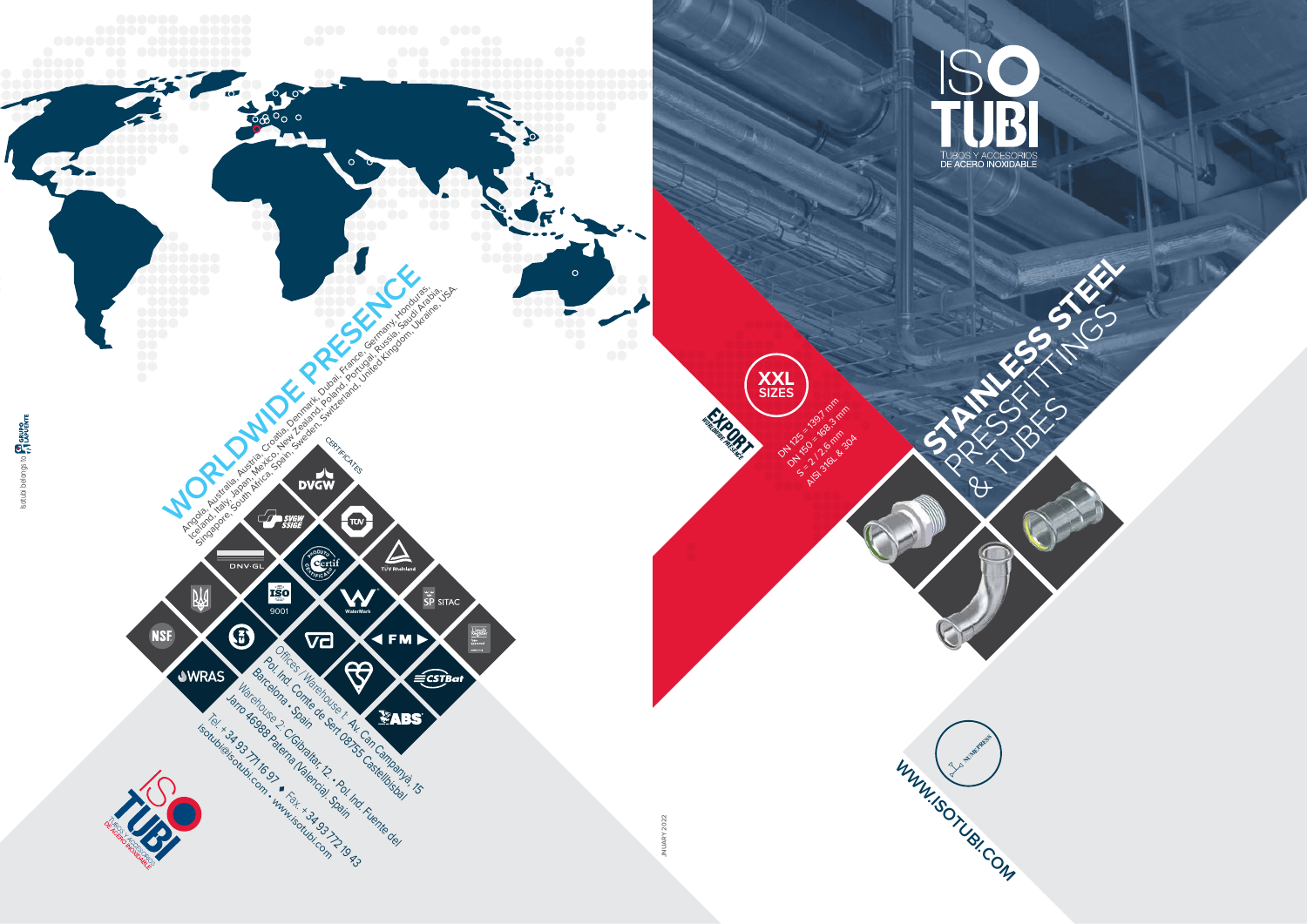# ISO TUBI

TUBOS Y ACCESORIOS DE ACERO INOXIDABLE

# STAINLESS STEEL PRESSFITTINGS & TUBES

**XXL SIZES**

DN 125 = 139,7 mm
DN 150 = 168,3 mm
S = 2 / 2,6 mm
AISI 316L & 304

EXPORT WORLDWIDE PRESENCE

NUMBPRESS

WWW.ISOTUBI.COM

JANUARY 2022

## WORLDWIDE PRESENCE

Angola, Australia, Austria, Croatia, Denmark, Dubai, France, Germany, Honduras, Iceland, Italy, Japan, Mexico, New Zealand, Poland, Portugal, Russia, Saudi Arabia, Singapore, South Africa, Spain, Sweden, Switzerland, United Kingdom, Ukraine, USA.

### CERTIFICATES

DVGW, SVGW SSIGE, TÜV, DNV·GL, Certif, TÜV Rheinland, ISO 9001, WaterMark, SP SITAC, NSF, FM, WRAS, CSTBat, ABS

Offices / Warehouse 1: Av. Can Campanya, 15
Pol. Ind. Comte de Sert 08755 Castellbisbal
Barcelona • Spain
Warehouse 2: C/Gibraltar, 12 • Pol. Ind. Fuente del Jarro 46988 Paterna (Valencia), Spain
Tel. + 34 93 771 16 97 • Fax. +34 93 772 19 43
isotubi@isotubi.com • www.isotubi.com

Isotubi belongs to GRUPO LAPUENTE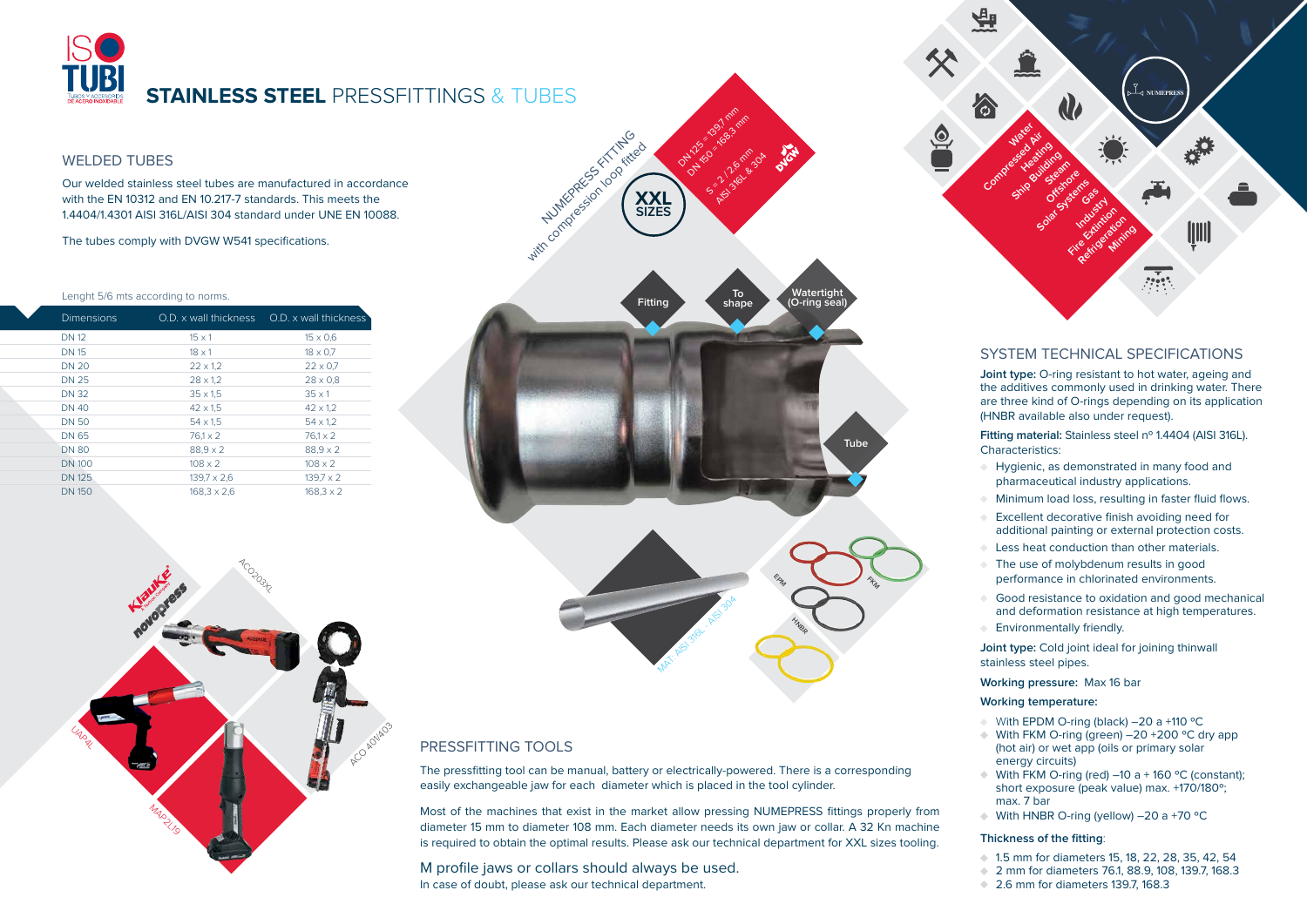# STAINLESS STEEL PRESSFITTINGS & TUBES

## WELDED TUBES

Our welded stainless steel tubes are manufactured in accordance with the EN 10312 and EN 10.217-7 standards. This meets the 1.4404/1.4301 AISI 316L/AISI 304 standard under UNE EN 10088.

The tubes comply with DVGW W541 specifications.

Lenght 5/6 mts according to norms.

| Dimensions | O.D. x wall thickness | O.D. x wall thickness |
|---|---|---|
| DN 12 | 15 x 1 | 15 x 0,6 |
| DN 15 | 18 x 1 | 18 x 0,7 |
| DN 20 | 22 x 1,2 | 22 x 0,7 |
| DN 25 | 28 x 1,2 | 28 x 0,8 |
| DN 32 | 35 x 1,5 | 35 x 1 |
| DN 40 | 42 x 1,5 | 42 x 1,2 |
| DN 50 | 54 x 1,5 | 54 x 1,2 |
| DN 65 | 76,1 x 2 | 76,1 x 2 |
| DN 80 | 88,9 x 2 | 88,9 x 2 |
| DN 100 | 108 x 2 | 108 x 2 |
| DN 125 | 139,7 x 2,6 | 139,7 x 2 |
| DN 150 | 168,3 x 2,6 | 168,3 x 2 |

NUMEPRESS FITTING with compression loop fitted

XXL SIZES

DN 125 = 139,7 mm
DN 150 = 168,3 mm
S = 2 / 2,6 mm
AISI 316L & 304

DVGW

Fitting
To shape
Watertight (O-ring seal)
Tube

MAT. AISI 316L - AISI 304

EPM
FKM
HNBR

Water
Compressed Air
Heating
Ship Building
Steam
Offshore
Solar Systems
Gas
Industry
Fire Extintion
Refrigeration
Mining

NUMEPRESS

Klauke
novopress
ACO203XL
UAP4L
MAP2L19
ACO 401/403

## PRESSFITTING TOOLS

The pressfitting tool can be manual, battery or electrically-powered. There is a corresponding easily exchangeable jaw for each diameter which is placed in the tool cylinder.

Most of the machines that exist in the market allow pressing NUMEPRESS fittings properly from diameter 15 mm to diameter 108 mm. Each diameter needs its own jaw or collar. A 32 Kn machine is required to obtain the optimal results. Please ask our technical department for XXL sizes tooling.

M profile jaws or collars should always be used.
In case of doubt, please ask our technical department.

## SYSTEM TECHNICAL SPECIFICATIONS

**Joint type:** O-ring resistant to hot water, ageing and the additives commonly used in drinking water. There are three kind of O-rings depending on its application (HNBR available also under request).

**Fitting material:** Stainless steel nº 1.4404 (AISI 316L). Characteristics:

- Hygienic, as demonstrated in many food and pharmaceutical industry applications.
- Minimum load loss, resulting in faster fluid flows.
- Excellent decorative finish avoiding need for additional painting or external protection costs.
- Less heat conduction than other materials.
- The use of molybdenum results in good performance in chlorinated environments.
- Good resistance to oxidation and good mechanical and deformation resistance at high temperatures.
- Environmentally friendly.

**Joint type:** Cold joint ideal for joining thinwall stainless steel pipes.

**Working pressure:** Max 16 bar

**Working temperature:**

- With EPDM O-ring (black) –20 a +110 ºC
- With FKM O-ring (green) –20 +200 ºC dry app (hot air) or wet app (oils or primary solar energy circuits)
- With FKM O-ring (red) –10 a + 160 ºC (constant); short exposure (peak value) max. +170/180º; max. 7 bar
- With HNBR O-ring (yellow) –20 a +70 ºC

**Thickness of the fitting**:

- 1.5 mm for diameters 15, 18, 22, 28, 35, 42, 54
- 2 mm for diameters 76.1, 88.9, 108, 139.7, 168.3
- 2.6 mm for diameters 139.7, 168.3